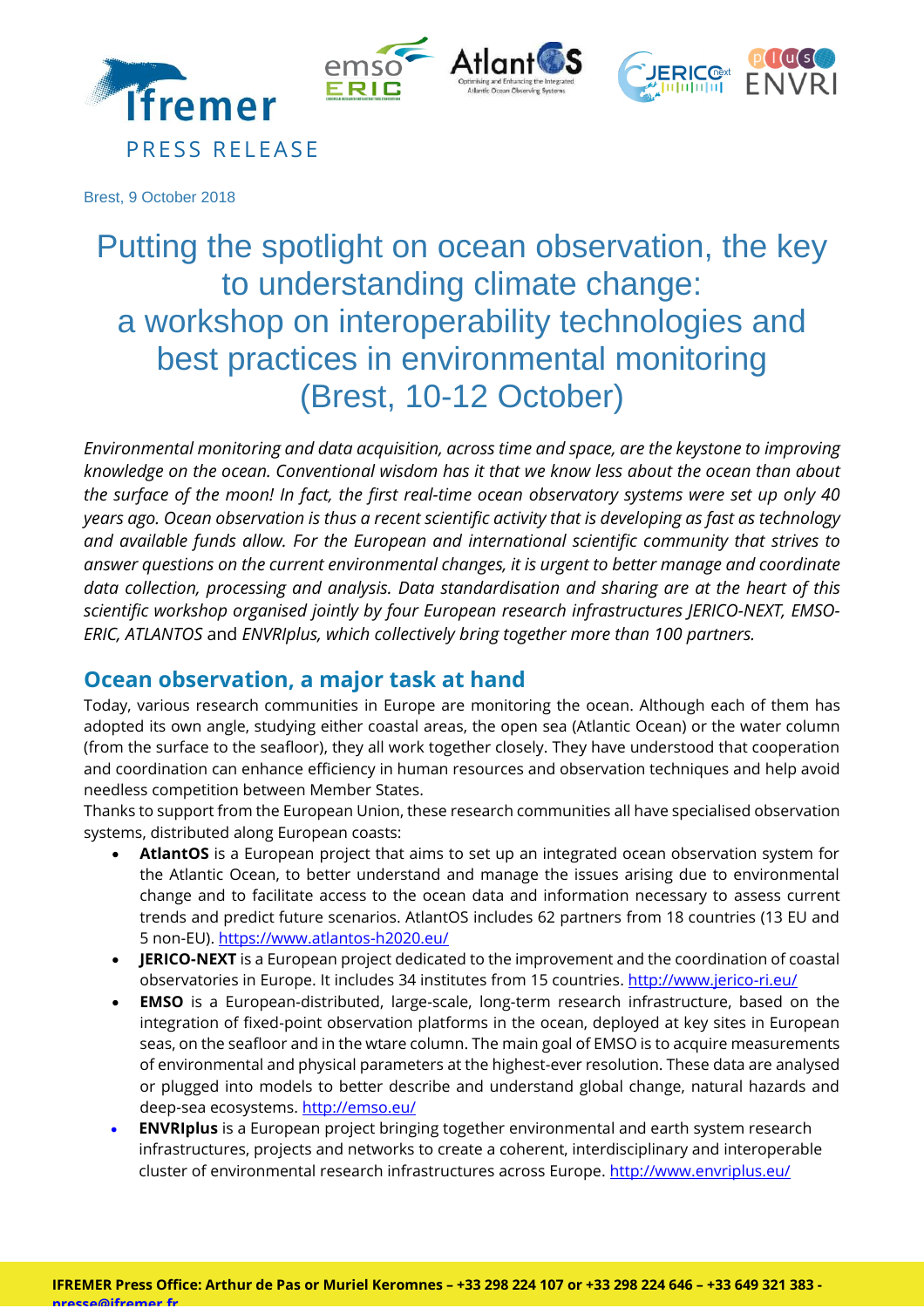PRESS RELEASE

Brest, 9 October 2018

# Putting the spotlight on ocean observation, the key to understanding climate change: a workshop on interoperability technologies and best practices in environmental monitoring (Brest, 10-12 October)

*Environmental monitoring and data acquisition, across time and space, are the keystone to improving knowledge on the ocean. Conventional wisdom has it that we know less about the ocean than about the surface of the moon! In fact, the first real-time ocean observatory systems were set up only 40 years ago. Ocean observation is thus a recent scientific activity that is developing as fast as technology and available funds allow. For the European and international scientific community that strives to answer questions on the current environmental changes, it is urgent to better manage and coordinate data collection, processing and analysis. Data standardisation and sharing are at the heart of this scientific workshop organised jointly by four European research infrastructures JERICO-NEXT, EMSO-ERIC, ATLANTOS* and *ENVRIplus, which collectively bring together more than 100 partners.*

## Ocean observation, a major task at hand

Today, various research communities in Europe are monitoring the ocean. Although each of them has adopted its own angle, studying either coastal areas, the open sea (Atlantic Ocean) or the water column (from the surface to the seafloor), they all work together closely. They have understood that cooperation and coordination can enhance efficiency in human resources and observation techniques and help avoid needless competition between Member States.

Thanks to support from the European Union, these research communities all have specialised observation systems, distributed along European coasts:

- **AtlantOS** is a European project that aims to set up an integrated ocean observation system for the Atlantic Ocean, to better understand and manage the issues arising due to environmental change and to facilitate access to the ocean data and information necessary to assess current trends and predict future scenarios. AtlantOS includes 62 partners from 18 countries (13 EU and 5 non-EU). https://www.atlantos-h2020.eu/
- **JERICO-NEXT** is a European project dedicated to the improvement and the coordination of coastal observatories in Europe. It includes 34 institutes from 15 countries. http://www.jerico-ri.eu/
- **EMSO** is a European-distributed, large-scale, long-term research infrastructure, based on the integration of fixed-point observation platforms in the ocean, deployed at key sites in European seas, on the seafloor and in the wtare column. The main goal of EMSO is to acquire measurements of environmental and physical parameters at the highest-ever resolution. These data are analysed or plugged into models to better describe and understand global change, natural hazards and deep-sea ecosystems. http://emso.eu/
- **ENVRIplus** is a European project bringing together environmental and earth system research infrastructures, projects and networks to create a coherent, interdisciplinary and interoperable cluster of environmental research infrastructures across Europe. http://www.envriplus.eu/

**IFREMER Press Office: Arthur de Pas or Muriel Keromnes – +33 298 224 107 or +33 298 224 646 – +33 649 321 383 - presse@ifremer.fr**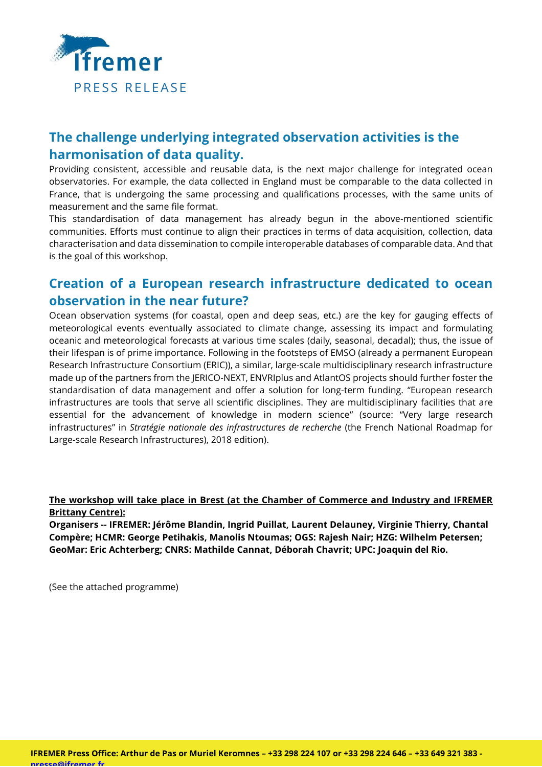## The challenge underlying integrated observation activities is the harmonisation of data quality.

Providing consistent, accessible and reusable data, is the next major challenge for integrated ocean observatories. For example, the data collected in England must be comparable to the data collected in France, that is undergoing the same processing and qualifications processes, with the same units of measurement and the same file format.

This standardisation of data management has already begun in the above-mentioned scientific communities. Efforts must continue to align their practices in terms of data acquisition, collection, data characterisation and data dissemination to compile interoperable databases of comparable data. And that is the goal of this workshop.

## Creation of a European research infrastructure dedicated to ocean observation in the near future?

Ocean observation systems (for coastal, open and deep seas, etc.) are the key for gauging effects of meteorological events eventually associated to climate change, assessing its impact and formulating oceanic and meteorological forecasts at various time scales (daily, seasonal, decadal); thus, the issue of their lifespan is of prime importance. Following in the footsteps of EMSO (already a permanent European Research Infrastructure Consortium (ERIC)), a similar, large-scale multidisciplinary research infrastructure made up of the partners from the JERICO-NEXT, ENVRIplus and AtlantOS projects should further foster the standardisation of data management and offer a solution for long-term funding. "European research infrastructures are tools that serve all scientific disciplines. They are multidisciplinary facilities that are essential for the advancement of knowledge in modern science" (source: "Very large research infrastructures" in *Stratégie nationale des infrastructures de recherche* (the French National Roadmap for Large-scale Research Infrastructures), 2018 edition).

**The workshop will take place in Brest (at the Chamber of Commerce and Industry and IFREMER Brittany Centre):**

**Organisers -- IFREMER: Jérôme Blandin, Ingrid Puillat, Laurent Delauney, Virginie Thierry, Chantal Compère; HCMR: George Petihakis, Manolis Ntoumas; OGS: Rajesh Nair; HZG: Wilhelm Petersen; GeoMar: Eric Achterberg; CNRS: Mathilde Cannat, Déborah Chavrit; UPC: Joaquin del Rio.**

(See the attached programme)

**IFREMER Press Office: Arthur de Pas or Muriel Keromnes – +33 298 224 107 or +33 298 224 646 – +33 649 321 383 - presse@ifremer.fr**